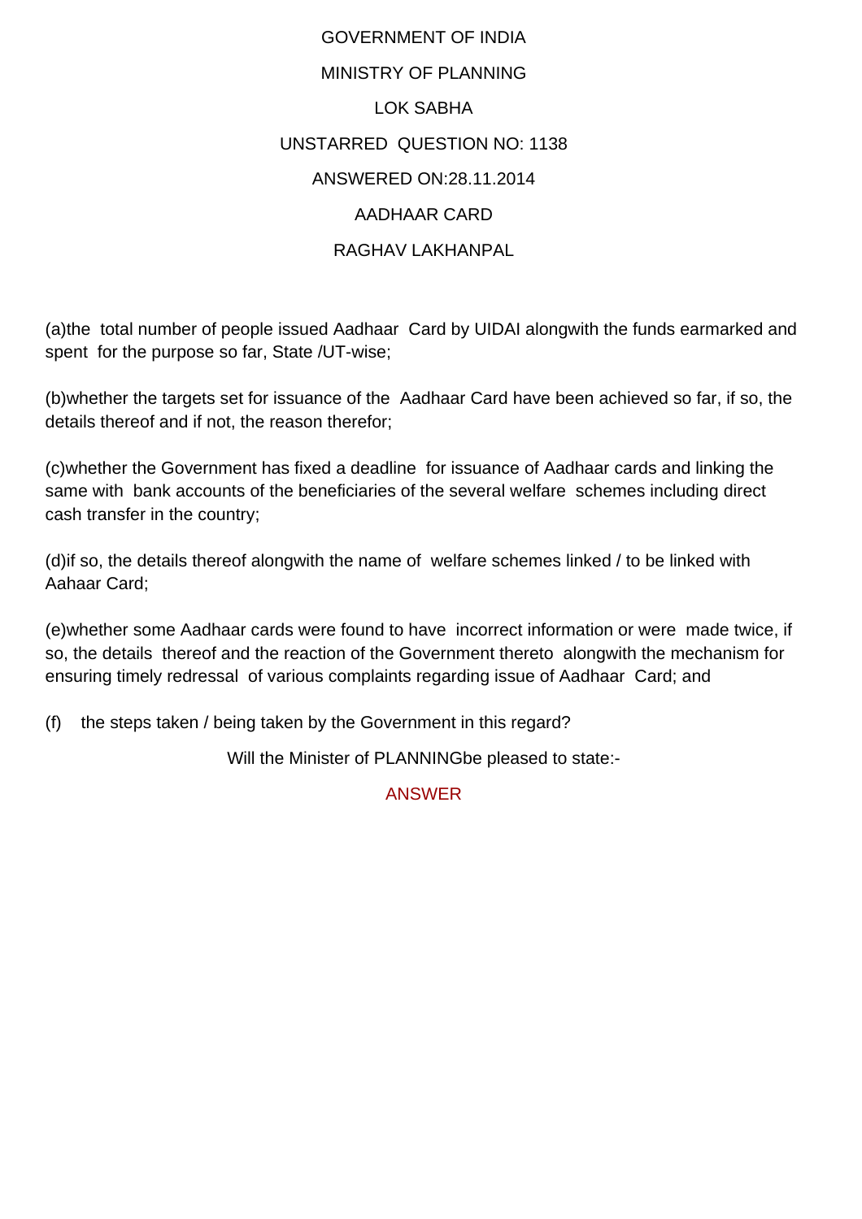GOVERNMENT OF INDIA

MINISTRY OF PLANNING

LOK SABHA

UNSTARRED QUESTION NO: 1138

ANSWERED ON:28.11.2014

AADHAAR CARD

RAGHAV LAKHANPAL

(a)the total number of people issued Aadhaar Card by UIDAI alongwith the funds earmarked and spent for the purpose so far, State /UT-wise;

(b)whether the targets set for issuance of the Aadhaar Card have been achieved so far, if so, the details thereof and if not, the reason therefor;

(c)whether the Government has fixed a deadline for issuance of Aadhaar cards and linking the same with bank accounts of the beneficiaries of the several welfare schemes including direct cash transfer in the country;

(d)if so, the details thereof alongwith the name of welfare schemes linked / to be linked with Aahaar Card;

(e)whether some Aadhaar cards were found to have incorrect information or were made twice, if so, the details thereof and the reaction of the Government thereto alongwith the mechanism for ensuring timely redressal of various complaints regarding issue of Aadhaar Card; and

(f) the steps taken / being taken by the Government in this regard?

Will the Minister of PLANNINGbe pleased to state:-

ANSWER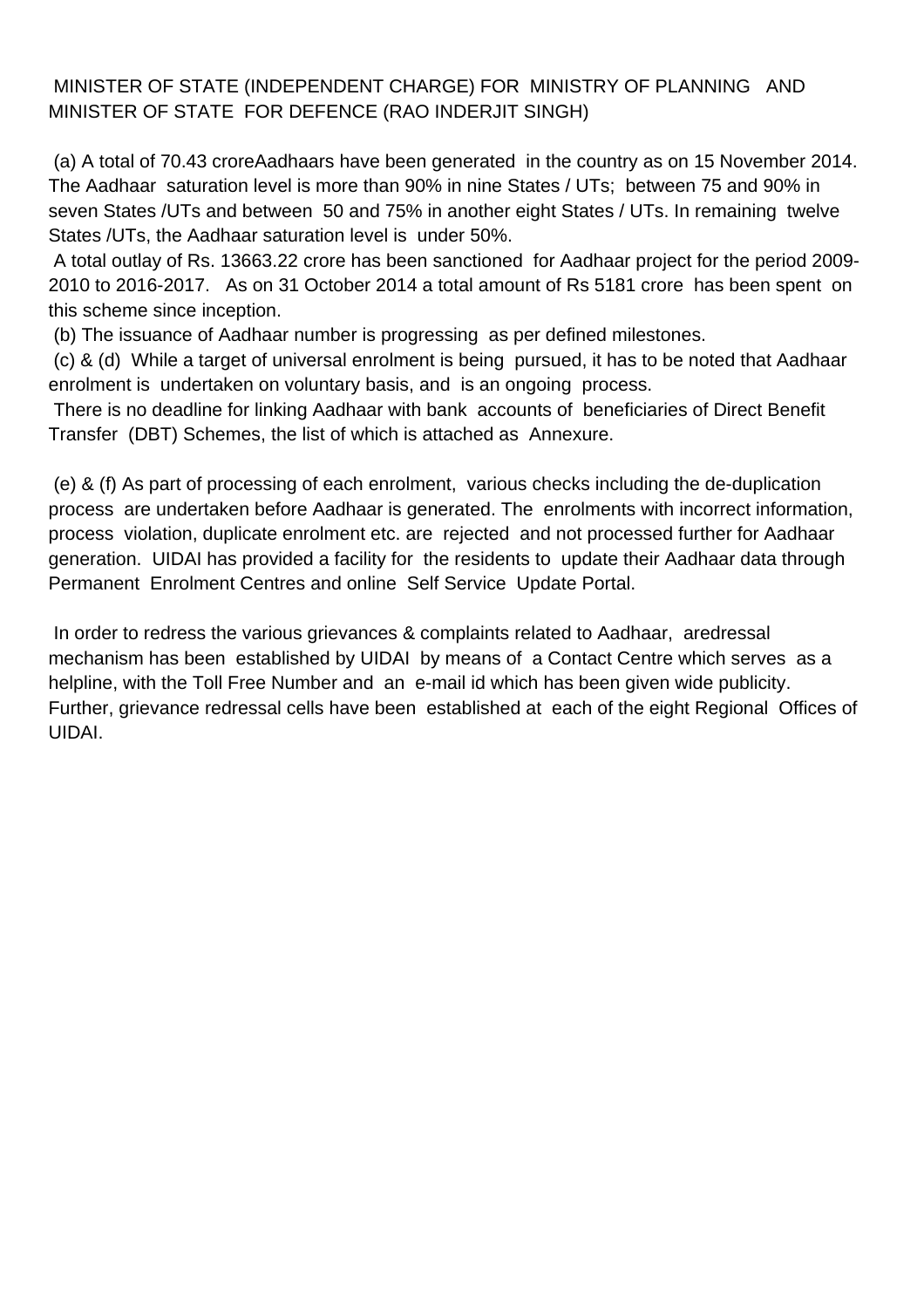MINISTER OF STATE (INDEPENDENT CHARGE) FOR MINISTRY OF PLANNING AND MINISTER OF STATE FOR DEFENCE (RAO INDERJIT SINGH)

(a) A total of 70.43 croreAadhaars have been generated in the country as on 15 November 2014. The Aadhaar saturation level is more than 90% in nine States / UTs; between 75 and 90% in seven States /UTs and between 50 and 75% in another eight States / UTs. In remaining twelve States /UTs, the Aadhaar saturation level is under 50%.

A total outlay of Rs. 13663.22 crore has been sanctioned for Aadhaar project for the period 2009-2010 to 2016-2017. As on 31 October 2014 a total amount of Rs 5181 crore has been spent on this scheme since inception.

(b) The issuance of Aadhaar number is progressing as per defined milestones.

(c) & (d) While a target of universal enrolment is being pursued, it has to be noted that Aadhaar enrolment is undertaken on voluntary basis, and is an ongoing process.

There is no deadline for linking Aadhaar with bank accounts of beneficiaries of Direct Benefit Transfer (DBT) Schemes, the list of which is attached as Annexure.

(e) & (f) As part of processing of each enrolment, various checks including the de-duplication process are undertaken before Aadhaar is generated. The enrolments with incorrect information, process violation, duplicate enrolment etc. are rejected and not processed further for Aadhaar generation. UIDAI has provided a facility for the residents to update their Aadhaar data through Permanent Enrolment Centres and online Self Service Update Portal.

In order to redress the various grievances & complaints related to Aadhaar, aredressal mechanism has been established by UIDAI by means of a Contact Centre which serves as a helpline, with the Toll Free Number and an e-mail id which has been given wide publicity. Further, grievance redressal cells have been established at each of the eight Regional Offices of UIDAI.